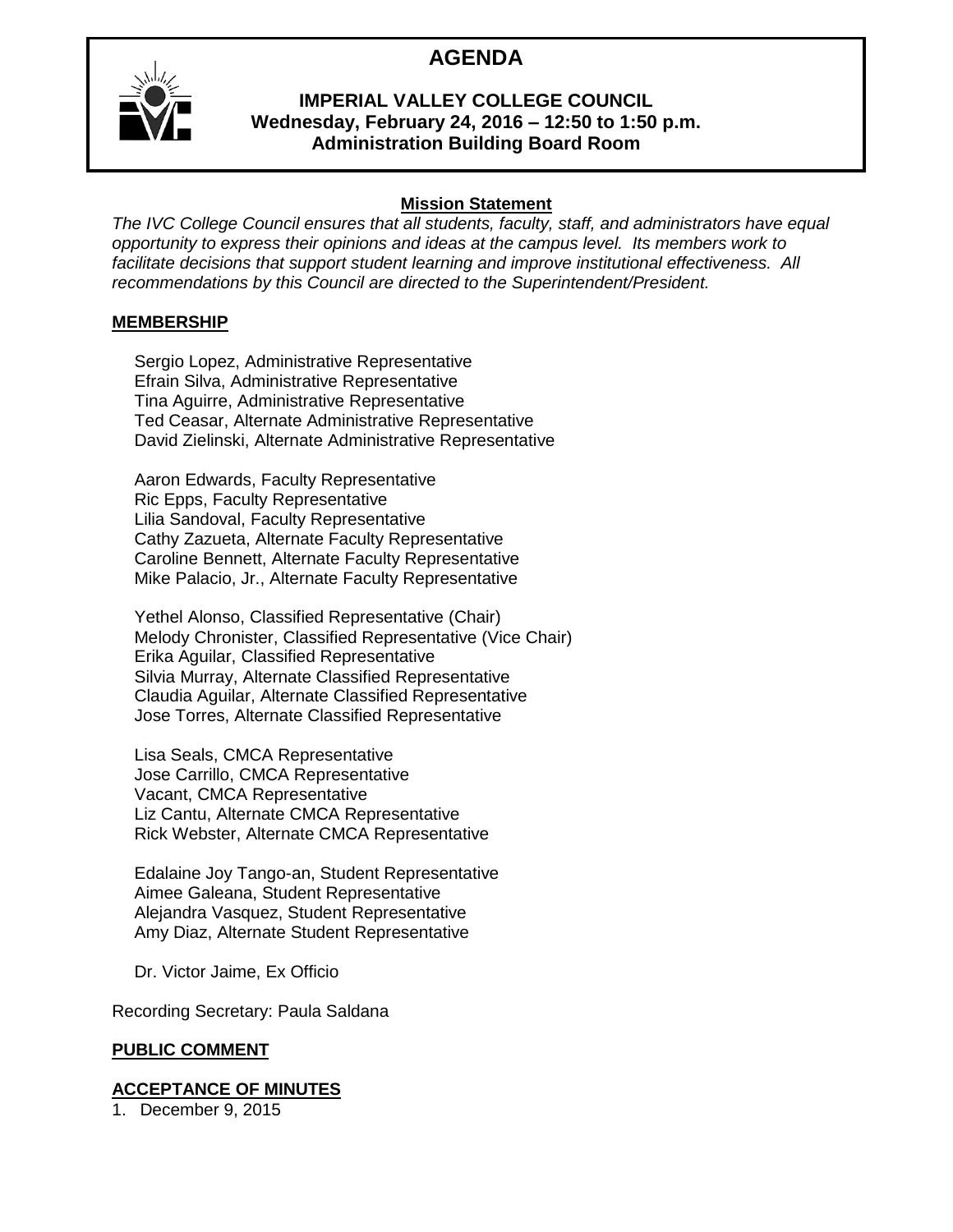# AGENDA

**IMPERIAL VALLEY COLLEGE COUNCIL**
**Wednesday, February 24, 2016 – 12:50 to 1:50 p.m.**
**Administration Building Board Room**

**Mission Statement**

*The IVC College Council ensures that all students, faculty, staff, and administrators have equal opportunity to express their opinions and ideas at the campus level. Its members work to facilitate decisions that support student learning and improve institutional effectiveness. All recommendations by this Council are directed to the Superintendent/President.*

## MEMBERSHIP

Sergio Lopez, Administrative Representative
Efrain Silva, Administrative Representative
Tina Aguirre, Administrative Representative
Ted Ceasar, Alternate Administrative Representative
David Zielinski, Alternate Administrative Representative

Aaron Edwards, Faculty Representative
Ric Epps, Faculty Representative
Lilia Sandoval, Faculty Representative
Cathy Zazueta, Alternate Faculty Representative
Caroline Bennett, Alternate Faculty Representative
Mike Palacio, Jr., Alternate Faculty Representative

Yethel Alonso, Classified Representative (Chair)
Melody Chronister, Classified Representative (Vice Chair)
Erika Aguilar, Classified Representative
Silvia Murray, Alternate Classified Representative
Claudia Aguilar, Alternate Classified Representative
Jose Torres, Alternate Classified Representative

Lisa Seals, CMCA Representative
Jose Carrillo, CMCA Representative
Vacant, CMCA Representative
Liz Cantu, Alternate CMCA Representative
Rick Webster, Alternate CMCA Representative

Edalaine Joy Tango-an, Student Representative
Aimee Galeana, Student Representative
Alejandra Vasquez, Student Representative
Amy Diaz, Alternate Student Representative

Dr. Victor Jaime, Ex Officio

Recording Secretary: Paula Saldana

## PUBLIC COMMENT

## ACCEPTANCE OF MINUTES

1. December 9, 2015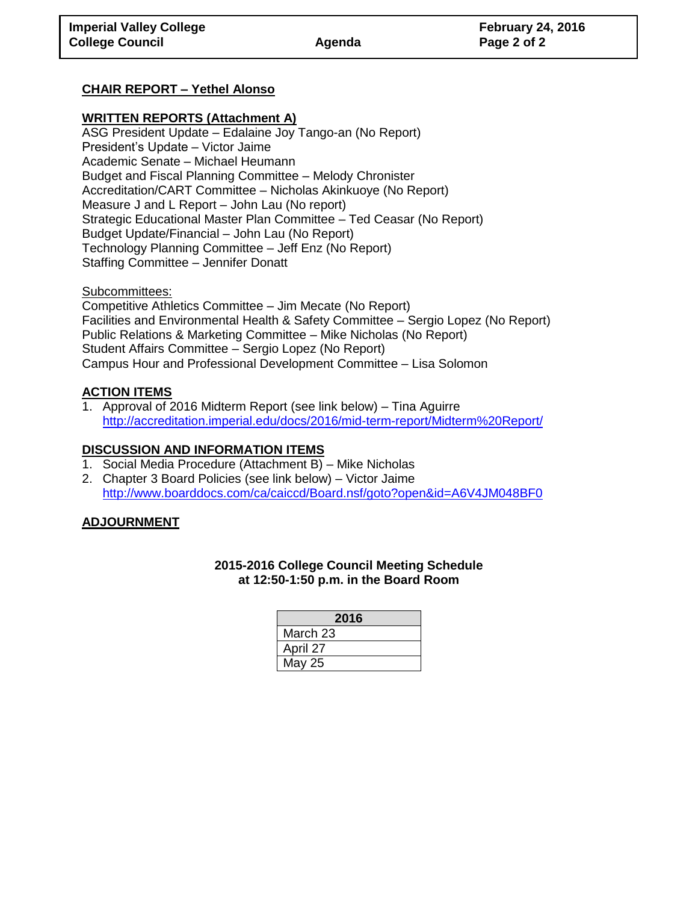## CHAIR REPORT – Yethel Alonso

## WRITTEN REPORTS (Attachment A)

ASG President Update – Edalaine Joy Tango-an (No Report)
President's Update – Victor Jaime
Academic Senate – Michael Heumann
Budget and Fiscal Planning Committee – Melody Chronister
Accreditation/CART Committee – Nicholas Akinkuoye (No Report)
Measure J and L Report – John Lau (No report)
Strategic Educational Master Plan Committee – Ted Ceasar (No Report)
Budget Update/Financial – John Lau (No Report)
Technology Planning Committee – Jeff Enz (No Report)
Staffing Committee – Jennifer Donatt

Subcommittees:
Competitive Athletics Committee – Jim Mecate (No Report)
Facilities and Environmental Health & Safety Committee – Sergio Lopez (No Report)
Public Relations & Marketing Committee – Mike Nicholas (No Report)
Student Affairs Committee – Sergio Lopez (No Report)
Campus Hour and Professional Development Committee – Lisa Solomon

## ACTION ITEMS

1. Approval of 2016 Midterm Report (see link below) – Tina Aguirre
   http://accreditation.imperial.edu/docs/2016/mid-term-report/Midterm%20Report/

## DISCUSSION AND INFORMATION ITEMS

1. Social Media Procedure (Attachment B) – Mike Nicholas
2. Chapter 3 Board Policies (see link below) – Victor Jaime
   http://www.boarddocs.com/ca/caiccd/Board.nsf/goto?open&id=A6V4JM048BF0

## ADJOURNMENT

**2015-2016 College Council Meeting Schedule**
**at 12:50-1:50 p.m. in the Board Room**

| 2016 |
| --- |
| March 23 |
| April 27 |
| May 25 |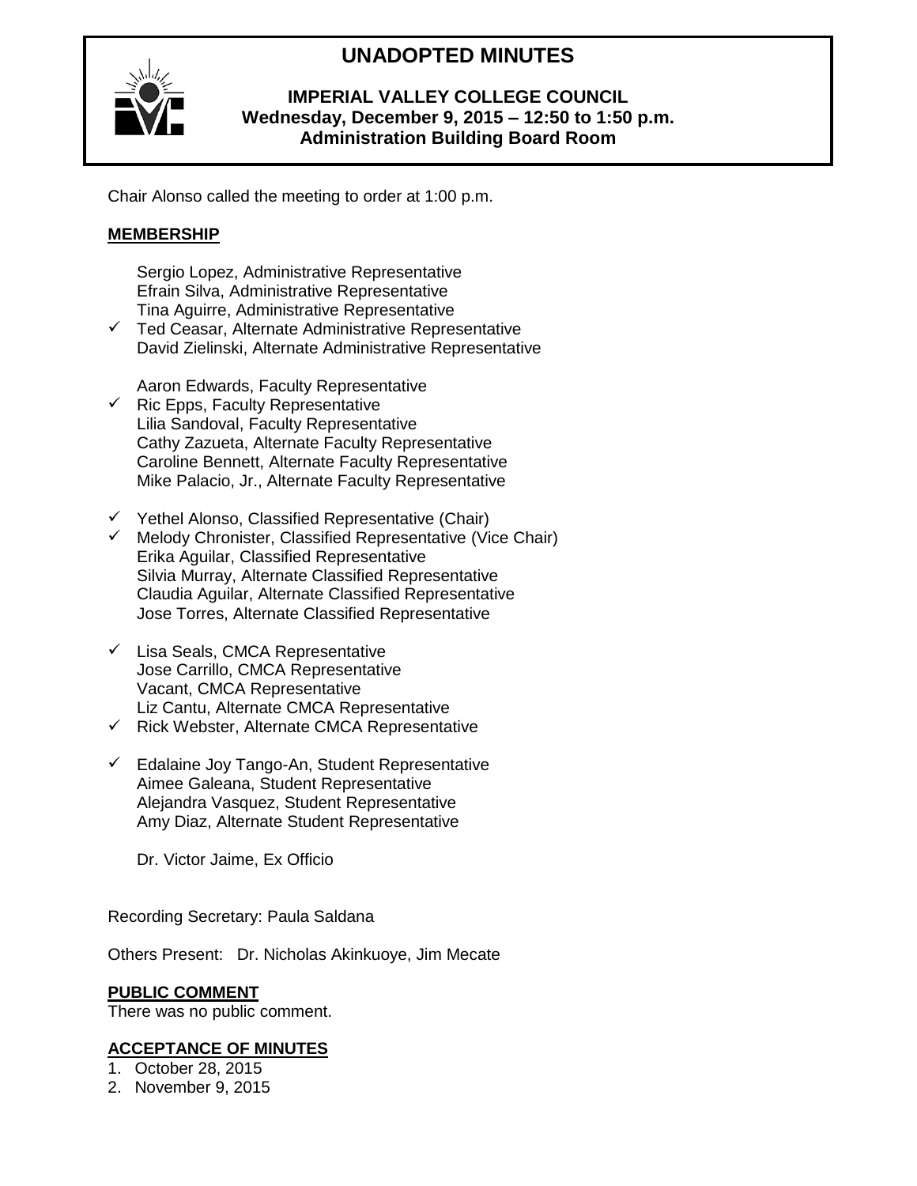# UNADOPTED MINUTES

**IMPERIAL VALLEY COLLEGE COUNCIL**
**Wednesday, December 9, 2015 – 12:50 to 1:50 p.m.**
**Administration Building Board Room**

Chair Alonso called the meeting to order at 1:00 p.m.

## MEMBERSHIP

Sergio Lopez, Administrative Representative
Efrain Silva, Administrative Representative
Tina Aguirre, Administrative Representative
✓ Ted Ceasar, Alternate Administrative Representative
David Zielinski, Alternate Administrative Representative

Aaron Edwards, Faculty Representative
✓ Ric Epps, Faculty Representative
Lilia Sandoval, Faculty Representative
Cathy Zazueta, Alternate Faculty Representative
Caroline Bennett, Alternate Faculty Representative
Mike Palacio, Jr., Alternate Faculty Representative

✓ Yethel Alonso, Classified Representative (Chair)
✓ Melody Chronister, Classified Representative (Vice Chair)
Erika Aguilar, Classified Representative
Silvia Murray, Alternate Classified Representative
Claudia Aguilar, Alternate Classified Representative
Jose Torres, Alternate Classified Representative

✓ Lisa Seals, CMCA Representative
Jose Carrillo, CMCA Representative
Vacant, CMCA Representative
Liz Cantu, Alternate CMCA Representative
✓ Rick Webster, Alternate CMCA Representative

✓ Edalaine Joy Tango-An, Student Representative
Aimee Galeana, Student Representative
Alejandra Vasquez, Student Representative
Amy Diaz, Alternate Student Representative

Dr. Victor Jaime, Ex Officio

Recording Secretary: Paula Saldana

Others Present: Dr. Nicholas Akinkuoye, Jim Mecate

## PUBLIC COMMENT

There was no public comment.

## ACCEPTANCE OF MINUTES

1. October 28, 2015
2. November 9, 2015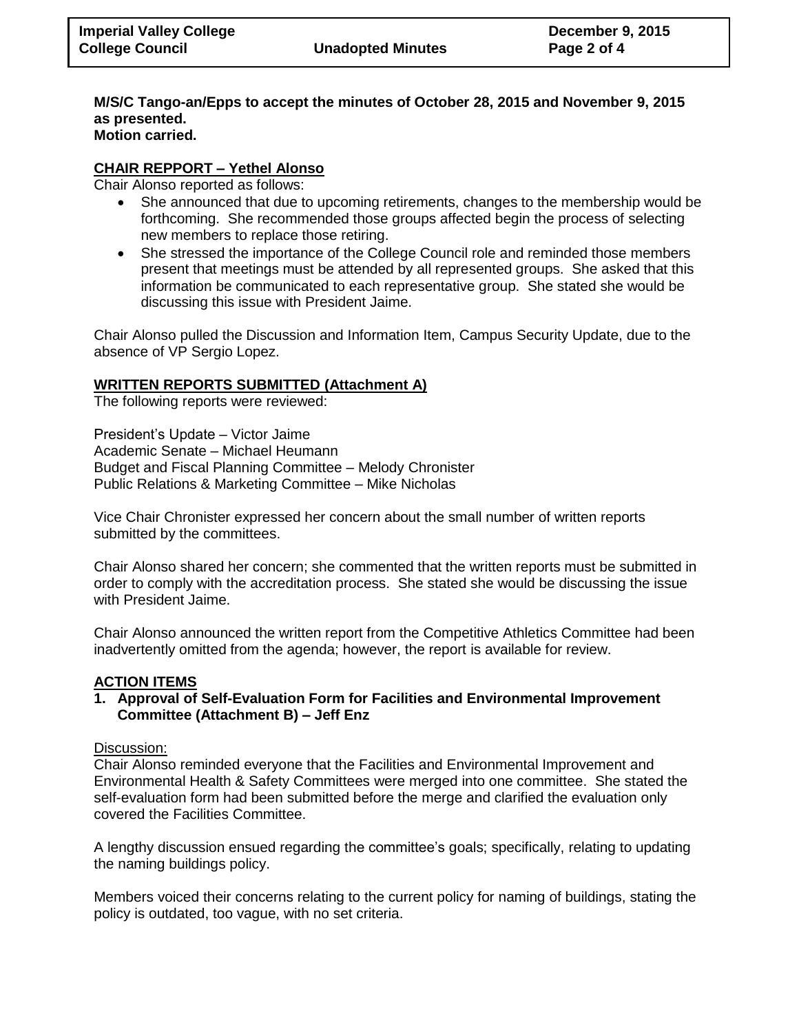**M/S/C Tango-an/Epps to accept the minutes of October 28, 2015 and November 9, 2015 as presented.**
**Motion carried.**

**CHAIR REPPORT – Yethel Alonso**

Chair Alonso reported as follows:

- She announced that due to upcoming retirements, changes to the membership would be forthcoming. She recommended those groups affected begin the process of selecting new members to replace those retiring.
- She stressed the importance of the College Council role and reminded those members present that meetings must be attended by all represented groups. She asked that this information be communicated to each representative group. She stated she would be discussing this issue with President Jaime.

Chair Alonso pulled the Discussion and Information Item, Campus Security Update, due to the absence of VP Sergio Lopez.

**WRITTEN REPORTS SUBMITTED (Attachment A)**

The following reports were reviewed:

President's Update – Victor Jaime
Academic Senate – Michael Heumann
Budget and Fiscal Planning Committee – Melody Chronister
Public Relations & Marketing Committee – Mike Nicholas

Vice Chair Chronister expressed her concern about the small number of written reports submitted by the committees.

Chair Alonso shared her concern; she commented that the written reports must be submitted in order to comply with the accreditation process. She stated she would be discussing the issue with President Jaime.

Chair Alonso announced the written report from the Competitive Athletics Committee had been inadvertently omitted from the agenda; however, the report is available for review.

**ACTION ITEMS**

**1. Approval of Self-Evaluation Form for Facilities and Environmental Improvement Committee (Attachment B) – Jeff Enz**

Discussion:

Chair Alonso reminded everyone that the Facilities and Environmental Improvement and Environmental Health & Safety Committees were merged into one committee. She stated the self-evaluation form had been submitted before the merge and clarified the evaluation only covered the Facilities Committee.

A lengthy discussion ensued regarding the committee's goals; specifically, relating to updating the naming buildings policy.

Members voiced their concerns relating to the current policy for naming of buildings, stating the policy is outdated, too vague, with no set criteria.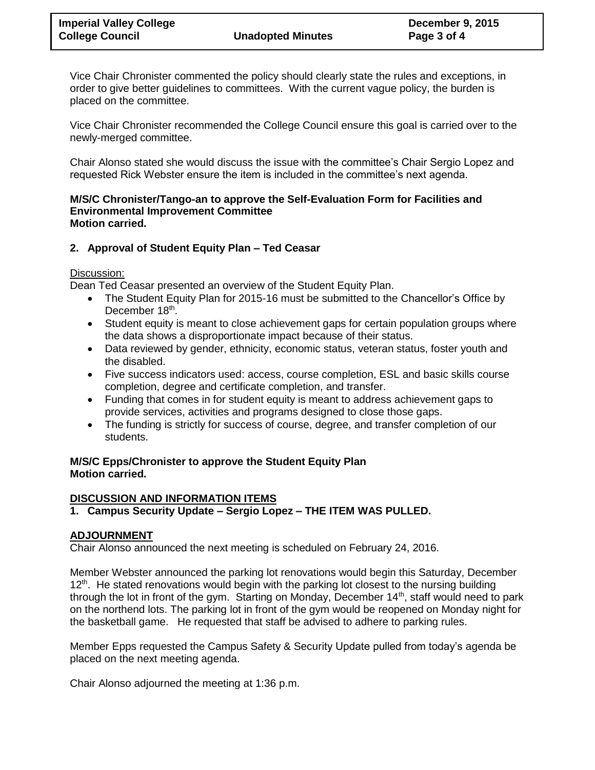Vice Chair Chronister commented the policy should clearly state the rules and exceptions, in order to give better guidelines to committees. With the current vague policy, the burden is placed on the committee.

Vice Chair Chronister recommended the College Council ensure this goal is carried over to the newly-merged committee.

Chair Alonso stated she would discuss the issue with the committee's Chair Sergio Lopez and requested Rick Webster ensure the item is included in the committee's next agenda.

**M/S/C Chronister/Tango-an to approve the Self-Evaluation Form for Facilities and Environmental Improvement Committee**
**Motion carried.**

**2. Approval of Student Equity Plan – Ted Ceasar**

Discussion:
Dean Ted Ceasar presented an overview of the Student Equity Plan.

- The Student Equity Plan for 2015-16 must be submitted to the Chancellor's Office by December 18th.
- Student equity is meant to close achievement gaps for certain population groups where the data shows a disproportionate impact because of their status.
- Data reviewed by gender, ethnicity, economic status, veteran status, foster youth and the disabled.
- Five success indicators used: access, course completion, ESL and basic skills course completion, degree and certificate completion, and transfer.
- Funding that comes in for student equity is meant to address achievement gaps to provide services, activities and programs designed to close those gaps.
- The funding is strictly for success of course, degree, and transfer completion of our students.

**M/S/C Epps/Chronister to approve the Student Equity Plan**
**Motion carried.**

## DISCUSSION AND INFORMATION ITEMS

**1. Campus Security Update – Sergio Lopez – THE ITEM WAS PULLED.**

## ADJOURNMENT

Chair Alonso announced the next meeting is scheduled on February 24, 2016.

Member Webster announced the parking lot renovations would begin this Saturday, December 12th. He stated renovations would begin with the parking lot closest to the nursing building through the lot in front of the gym. Starting on Monday, December 14th, staff would need to park on the northend lots. The parking lot in front of the gym would be reopened on Monday night for the basketball game. He requested that staff be advised to adhere to parking rules.

Member Epps requested the Campus Safety & Security Update pulled from today's agenda be placed on the next meeting agenda.

Chair Alonso adjourned the meeting at 1:36 p.m.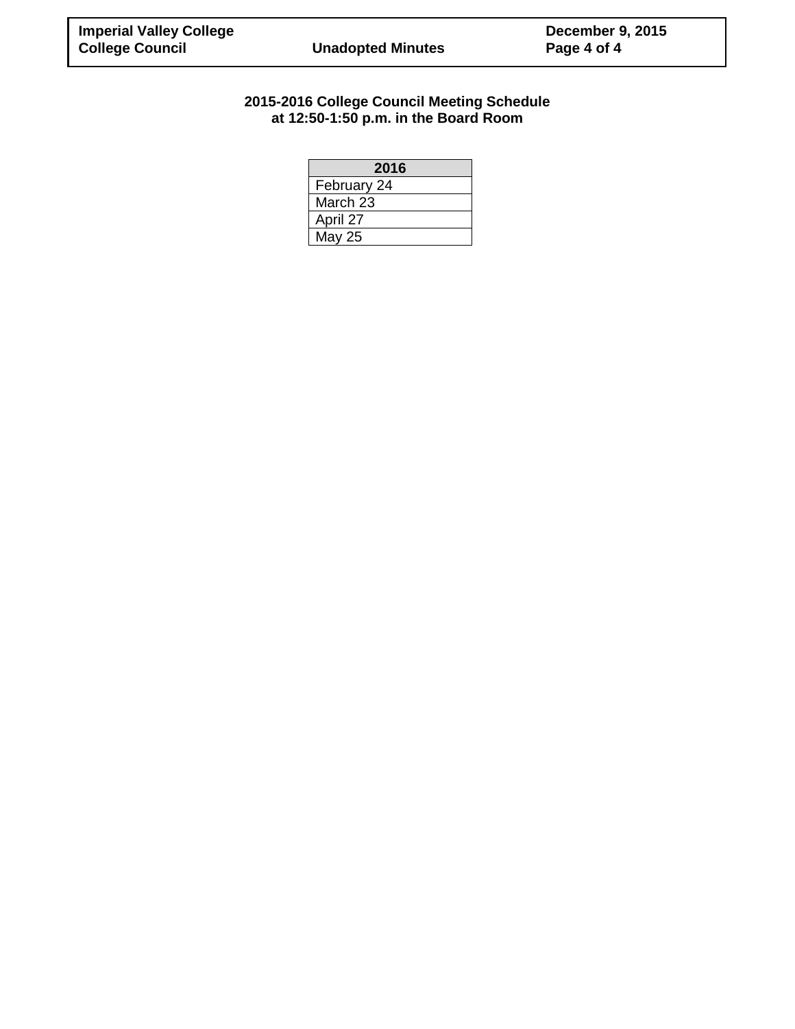**2015-2016 College Council Meeting Schedule**
**at 12:50-1:50 p.m. in the Board Room**

| 2016 |
|---|
| February 24 |
| March 23 |
| April 27 |
| May 25 |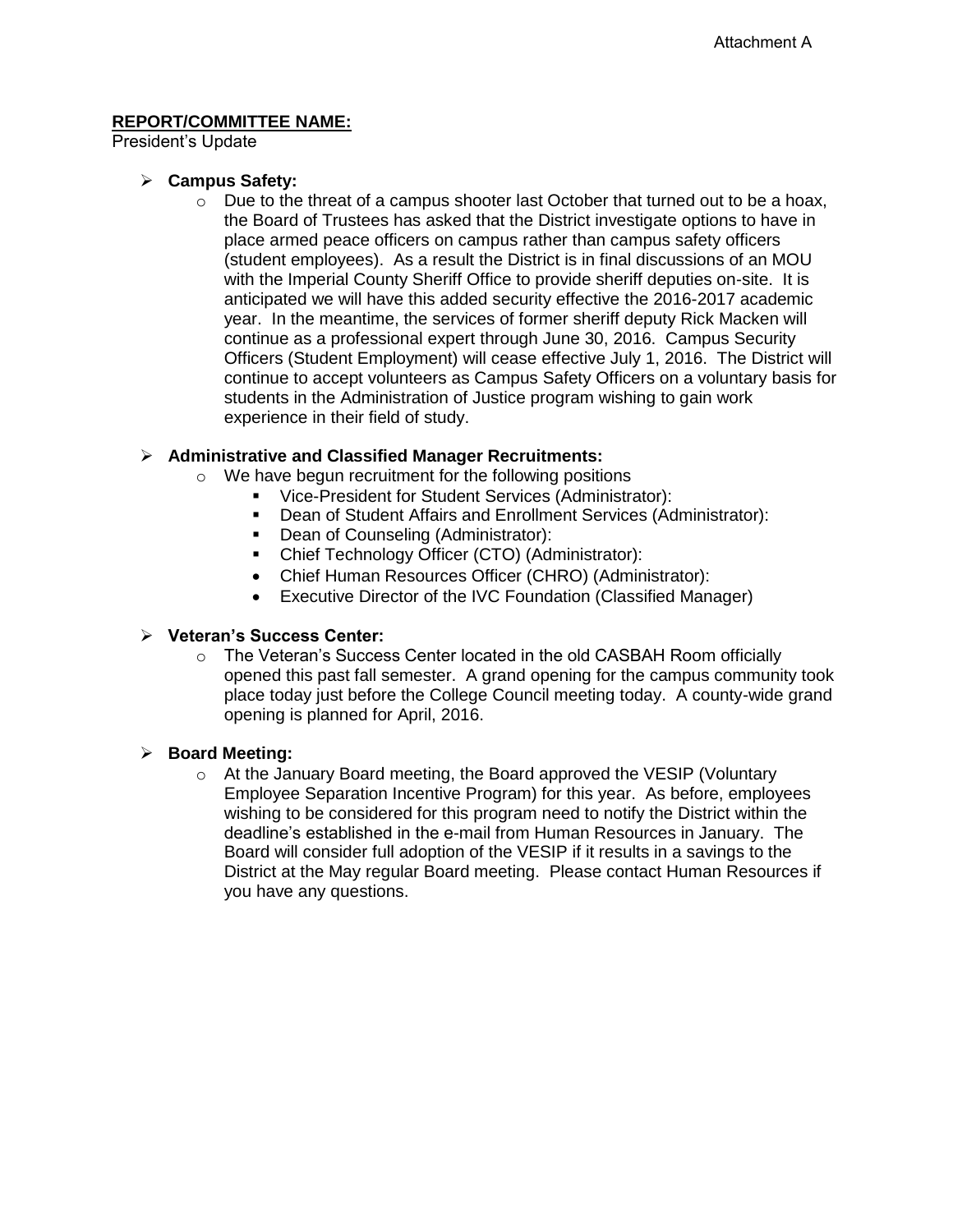Attachment A

**REPORT/COMMITTEE NAME:**

President's Update

- **Campus Safety:**
  - Due to the threat of a campus shooter last October that turned out to be a hoax, the Board of Trustees has asked that the District investigate options to have in place armed peace officers on campus rather than campus safety officers (student employees). As a result the District is in final discussions of an MOU with the Imperial County Sheriff Office to provide sheriff deputies on-site. It is anticipated we will have this added security effective the 2016-2017 academic year. In the meantime, the services of former sheriff deputy Rick Macken will continue as a professional expert through June 30, 2016. Campus Security Officers (Student Employment) will cease effective July 1, 2016. The District will continue to accept volunteers as Campus Safety Officers on a voluntary basis for students in the Administration of Justice program wishing to gain work experience in their field of study.

- **Administrative and Classified Manager Recruitments:**
  - We have begun recruitment for the following positions
    - Vice-President for Student Services (Administrator):
    - Dean of Student Affairs and Enrollment Services (Administrator):
    - Dean of Counseling (Administrator):
    - Chief Technology Officer (CTO) (Administrator):
    - Chief Human Resources Officer (CHRO) (Administrator):
    - Executive Director of the IVC Foundation (Classified Manager)

- **Veteran's Success Center:**
  - The Veteran's Success Center located in the old CASBAH Room officially opened this past fall semester. A grand opening for the campus community took place today just before the College Council meeting today. A county-wide grand opening is planned for April, 2016.

- **Board Meeting:**
  - At the January Board meeting, the Board approved the VESIP (Voluntary Employee Separation Incentive Program) for this year. As before, employees wishing to be considered for this program need to notify the District within the deadline's established in the e-mail from Human Resources in January. The Board will consider full adoption of the VESIP if it results in a savings to the District at the May regular Board meeting. Please contact Human Resources if you have any questions.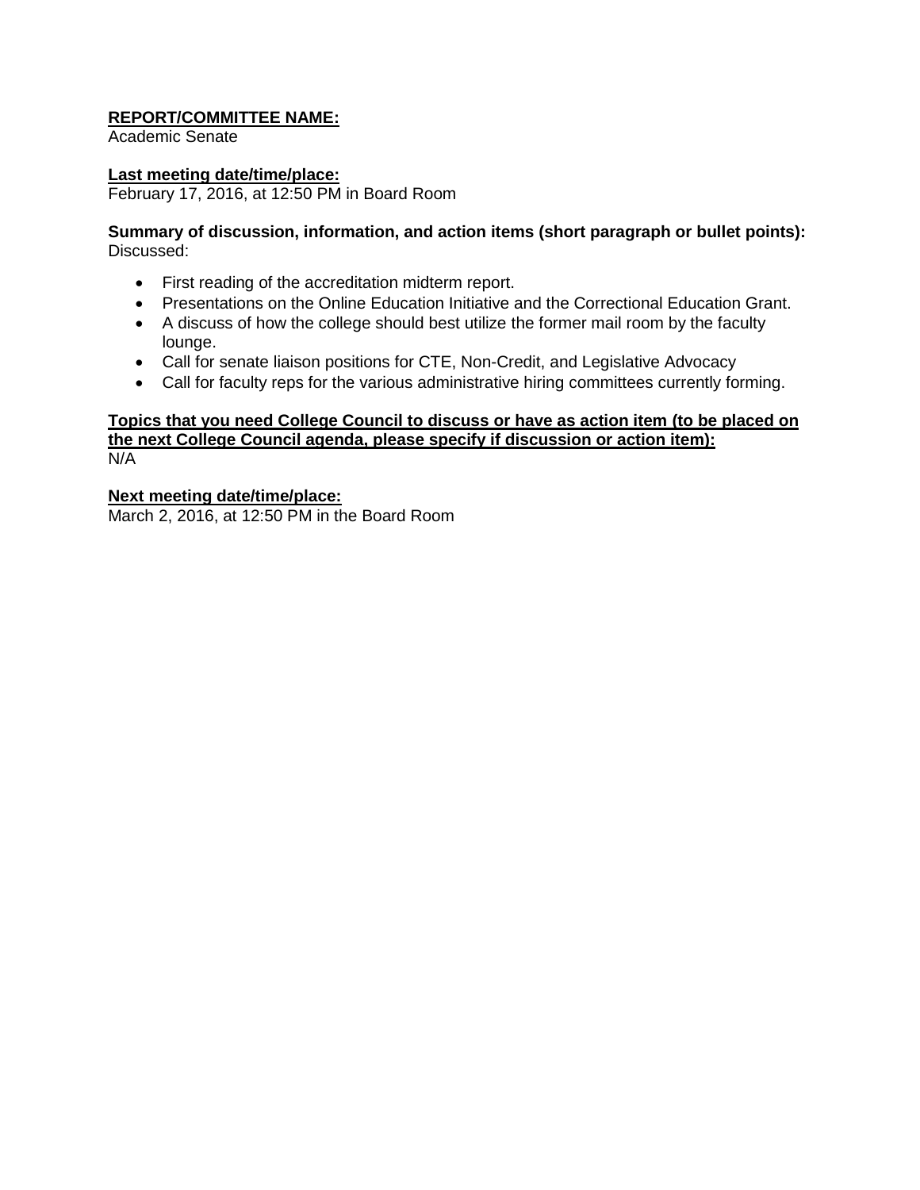**REPORT/COMMITTEE NAME:**
Academic Senate

**Last meeting date/time/place:**
February 17, 2016, at 12:50 PM in Board Room

**Summary of discussion, information, and action items (short paragraph or bullet points):**
Discussed:

- First reading of the accreditation midterm report.
- Presentations on the Online Education Initiative and the Correctional Education Grant.
- A discuss of how the college should best utilize the former mail room by the faculty lounge.
- Call for senate liaison positions for CTE, Non-Credit, and Legislative Advocacy
- Call for faculty reps for the various administrative hiring committees currently forming.

**Topics that you need College Council to discuss or have as action item (to be placed on the next College Council agenda, please specify if discussion or action item):**
N/A

**Next meeting date/time/place:**
March 2, 2016, at 12:50 PM in the Board Room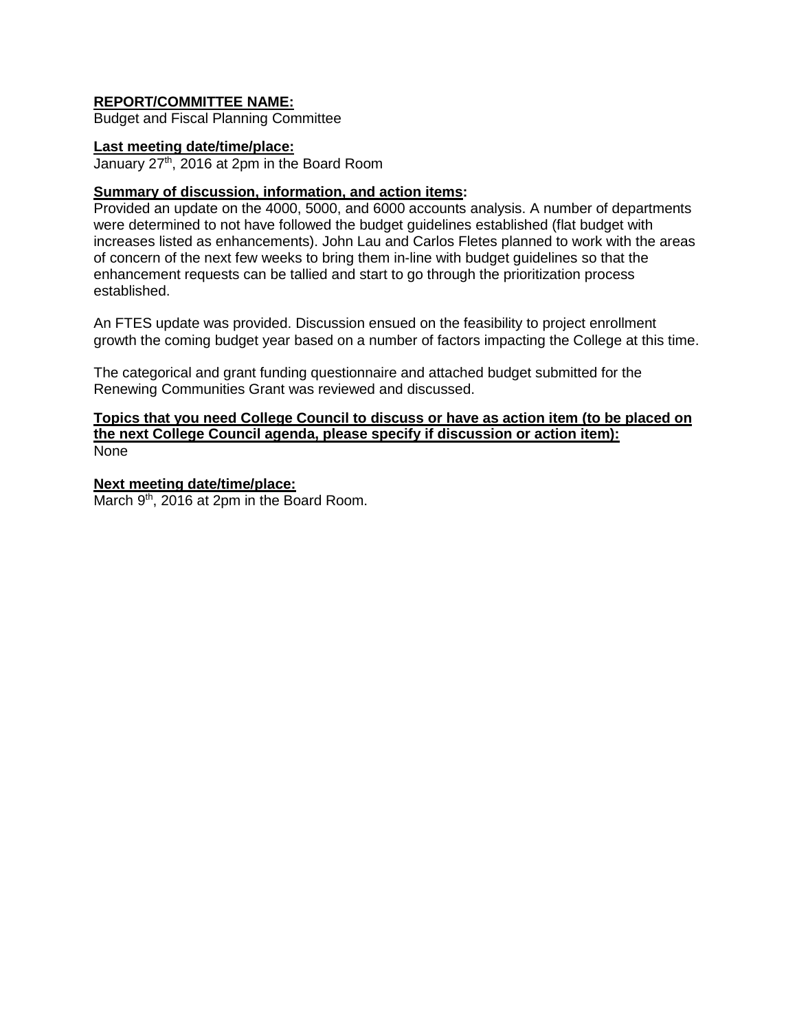**REPORT/COMMITTEE NAME:**
Budget and Fiscal Planning Committee

**Last meeting date/time/place:**
January 27th, 2016 at 2pm in the Board Room

**Summary of discussion, information, and action items:**
Provided an update on the 4000, 5000, and 6000 accounts analysis. A number of departments were determined to not have followed the budget guidelines established (flat budget with increases listed as enhancements). John Lau and Carlos Fletes planned to work with the areas of concern of the next few weeks to bring them in-line with budget guidelines so that the enhancement requests can be tallied and start to go through the prioritization process established.

An FTES update was provided. Discussion ensued on the feasibility to project enrollment growth the coming budget year based on a number of factors impacting the College at this time.

The categorical and grant funding questionnaire and attached budget submitted for the Renewing Communities Grant was reviewed and discussed.

**Topics that you need College Council to discuss or have as action item (to be placed on the next College Council agenda, please specify if discussion or action item):**
None

**Next meeting date/time/place:**
March 9th, 2016 at 2pm in the Board Room.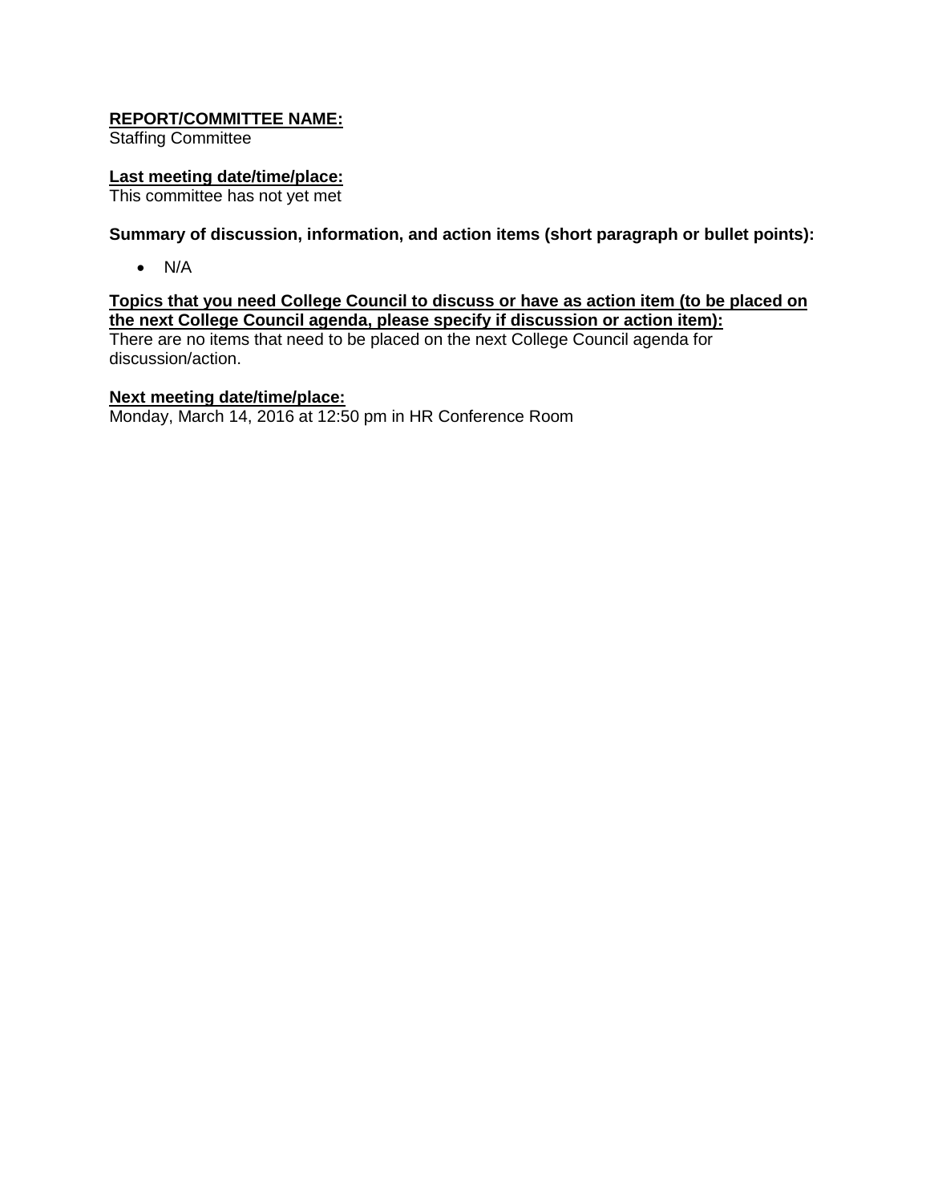**<u>REPORT/COMMITTEE NAME:</u>**
Staffing Committee

**<u>Last meeting date/time/place:</u>**
This committee has not yet met

**Summary of discussion, information, and action items (short paragraph or bullet points):**

- N/A

**<u>Topics that you need College Council to discuss or have as action item (to be placed on the next College Council agenda, please specify if discussion or action item):</u>**
There are no items that need to be placed on the next College Council agenda for discussion/action.

**<u>Next meeting date/time/place:</u>**
Monday, March 14, 2016 at 12:50 pm in HR Conference Room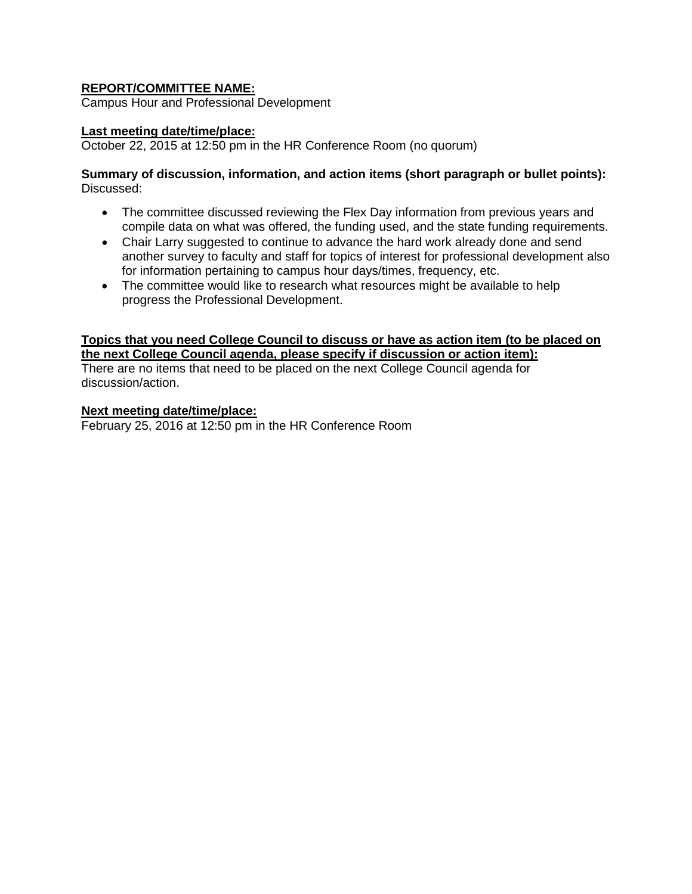**<u>REPORT/COMMITTEE NAME:</u>**
Campus Hour and Professional Development

**<u>Last meeting date/time/place:</u>**
October 22, 2015 at 12:50 pm in the HR Conference Room (no quorum)

**Summary of discussion, information, and action items (short paragraph or bullet points):**
Discussed:

- The committee discussed reviewing the Flex Day information from previous years and compile data on what was offered, the funding used, and the state funding requirements.
- Chair Larry suggested to continue to advance the hard work already done and send another survey to faculty and staff for topics of interest for professional development also for information pertaining to campus hour days/times, frequency, etc.
- The committee would like to research what resources might be available to help progress the Professional Development.

**<u>Topics that you need College Council to discuss or have as action item (to be placed on the next College Council agenda, please specify if discussion or action item):</u>**
There are no items that need to be placed on the next College Council agenda for discussion/action.

**<u>Next meeting date/time/place:</u>**
February 25, 2016 at 12:50 pm in the HR Conference Room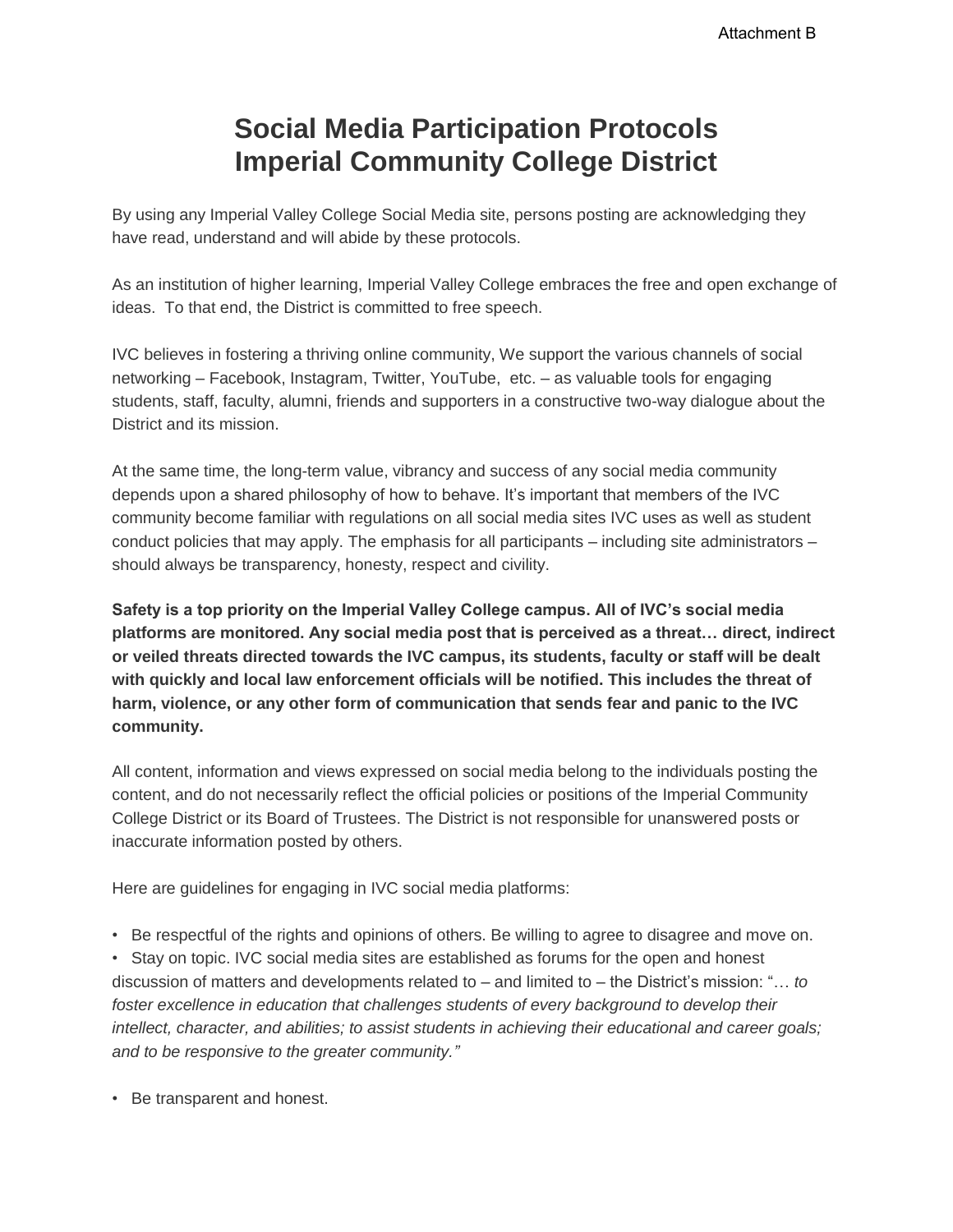Attachment B

# Social Media Participation Protocols
# Imperial Community College District

By using any Imperial Valley College Social Media site, persons posting are acknowledging they have read, understand and will abide by these protocols.

As an institution of higher learning, Imperial Valley College embraces the free and open exchange of ideas. To that end, the District is committed to free speech.

IVC believes in fostering a thriving online community, We support the various channels of social networking – Facebook, Instagram, Twitter, YouTube, etc. – as valuable tools for engaging students, staff, faculty, alumni, friends and supporters in a constructive two-way dialogue about the District and its mission.

At the same time, the long-term value, vibrancy and success of any social media community depends upon a shared philosophy of how to behave. It's important that members of the IVC community become familiar with regulations on all social media sites IVC uses as well as student conduct policies that may apply. The emphasis for all participants – including site administrators – should always be transparency, honesty, respect and civility.

**Safety is a top priority on the Imperial Valley College campus. All of IVC's social media platforms are monitored. Any social media post that is perceived as a threat… direct, indirect or veiled threats directed towards the IVC campus, its students, faculty or staff will be dealt with quickly and local law enforcement officials will be notified. This includes the threat of harm, violence, or any other form of communication that sends fear and panic to the IVC community.**

All content, information and views expressed on social media belong to the individuals posting the content, and do not necessarily reflect the official policies or positions of the Imperial Community College District or its Board of Trustees. The District is not responsible for unanswered posts or inaccurate information posted by others.

Here are guidelines for engaging in IVC social media platforms:

- Be respectful of the rights and opinions of others. Be willing to agree to disagree and move on.
- Stay on topic. IVC social media sites are established as forums for the open and honest discussion of matters and developments related to – and limited to – the District's mission: "… *to foster excellence in education that challenges students of every background to develop their intellect, character, and abilities; to assist students in achieving their educational and career goals; and to be responsive to the greater community."*
- Be transparent and honest.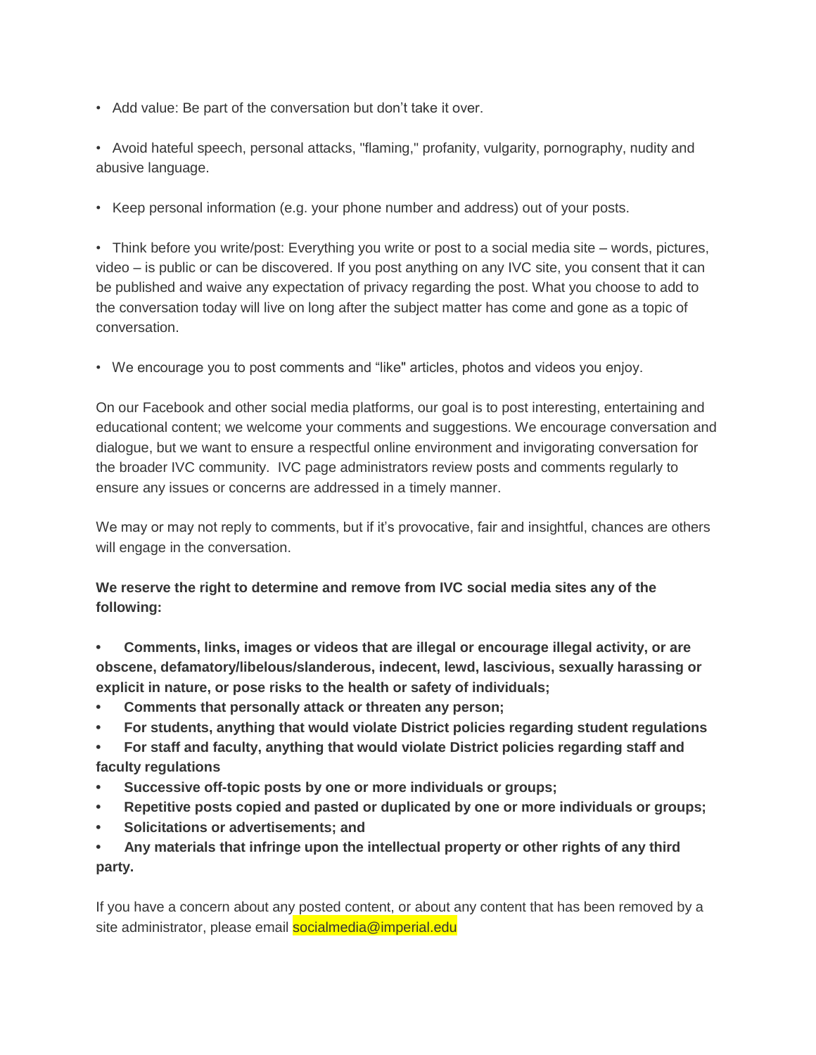- Add value: Be part of the conversation but don't take it over.

- Avoid hateful speech, personal attacks, "flaming," profanity, vulgarity, pornography, nudity and abusive language.

- Keep personal information (e.g. your phone number and address) out of your posts.

- Think before you write/post: Everything you write or post to a social media site – words, pictures, video – is public or can be discovered. If you post anything on any IVC site, you consent that it can be published and waive any expectation of privacy regarding the post. What you choose to add to the conversation today will live on long after the subject matter has come and gone as a topic of conversation.

- We encourage you to post comments and "like" articles, photos and videos you enjoy.

On our Facebook and other social media platforms, our goal is to post interesting, entertaining and educational content; we welcome your comments and suggestions. We encourage conversation and dialogue, but we want to ensure a respectful online environment and invigorating conversation for the broader IVC community. IVC page administrators review posts and comments regularly to ensure any issues or concerns are addressed in a timely manner.

We may or may not reply to comments, but if it's provocative, fair and insightful, chances are others will engage in the conversation.

**We reserve the right to determine and remove from IVC social media sites any of the following:**

- **Comments, links, images or videos that are illegal or encourage illegal activity, or are obscene, defamatory/libelous/slanderous, indecent, lewd, lascivious, sexually harassing or explicit in nature, or pose risks to the health or safety of individuals;**
- **Comments that personally attack or threaten any person;**
- **For students, anything that would violate District policies regarding student regulations**
- **For staff and faculty, anything that would violate District policies regarding staff and faculty regulations**
- **Successive off-topic posts by one or more individuals or groups;**
- **Repetitive posts copied and pasted or duplicated by one or more individuals or groups;**
- **Solicitations or advertisements; and**
- **Any materials that infringe upon the intellectual property or other rights of any third party.**

If you have a concern about any posted content, or about any content that has been removed by a site administrator, please email socialmedia@imperial.edu